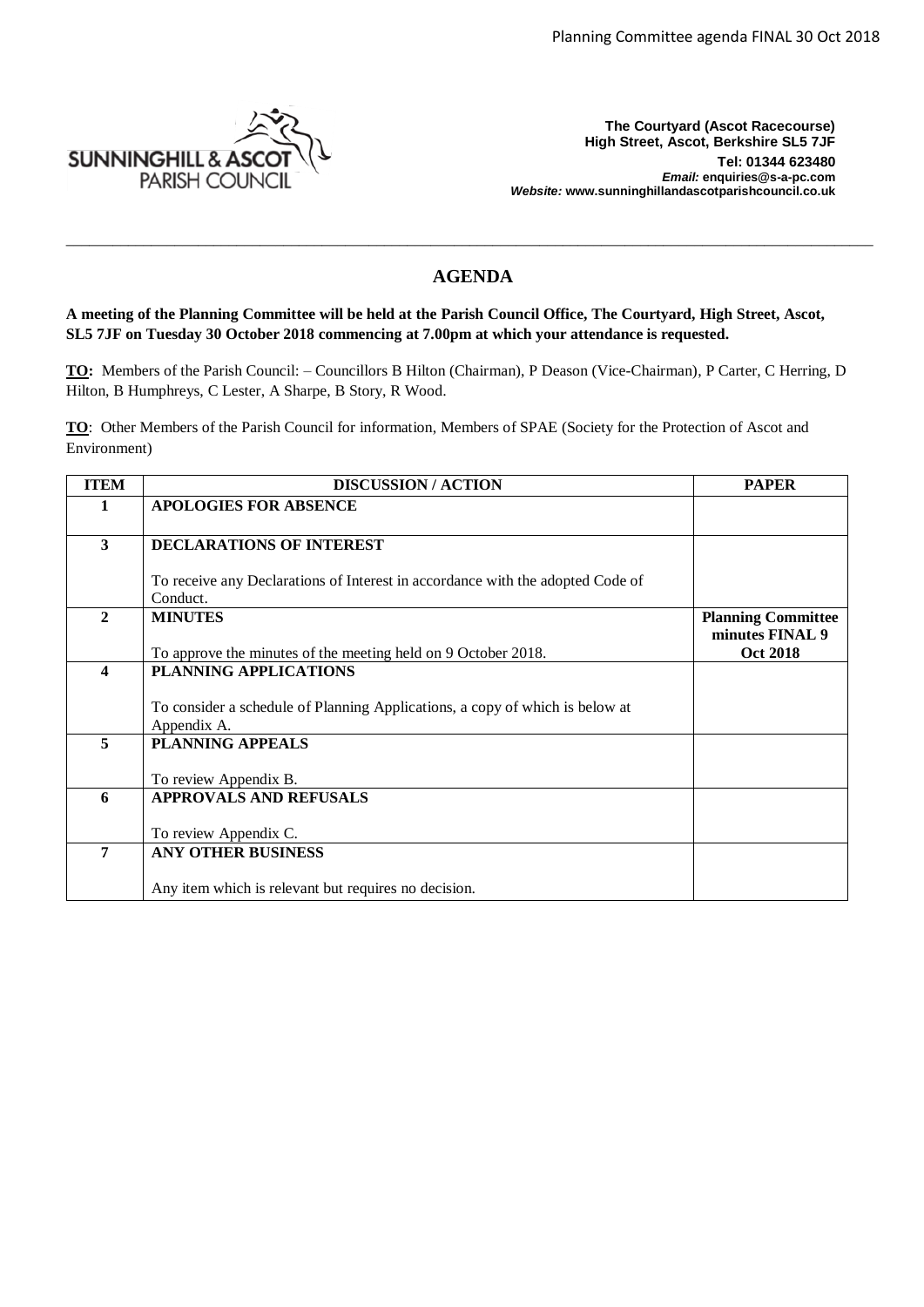SUNNINGHILL & ASCOT PARISH COUNCIL

**The Courtyard (Ascot Racecourse)**
**High Street, Ascot, Berkshire SL5 7JF**
**Tel: 01344 623480**
***Email:* enquiries@s-a-pc.com**
***Website:* www.sunninghillandascotparishcouncil.co.uk**

---

## AGENDA

**A meeting of the Planning Committee will be held at the Parish Council Office, The Courtyard, High Street, Ascot, SL5 7JF on Tuesday 30 October 2018 commencing at 7.00pm at which your attendance is requested.**

**TO:** Members of the Parish Council: – Councillors B Hilton (Chairman), P Deason (Vice-Chairman), P Carter, C Herring, D Hilton, B Humphreys, C Lester, A Sharpe, B Story, R Wood.

**TO**: Other Members of the Parish Council for information, Members of SPAE (Society for the Protection of Ascot and Environment)

| ITEM | DISCUSSION / ACTION | PAPER |
|---|---|---|
| **1** | **APOLOGIES FOR ABSENCE** | |
| **3** | **DECLARATIONS OF INTEREST**<br><br>To receive any Declarations of Interest in accordance with the adopted Code of Conduct. | |
| **2** | **MINUTES**<br><br>To approve the minutes of the meeting held on 9 October 2018. | **Planning Committee minutes FINAL 9 Oct 2018** |
| **4** | **PLANNING APPLICATIONS**<br><br>To consider a schedule of Planning Applications, a copy of which is below at Appendix A. | |
| **5** | **PLANNING APPEALS**<br><br>To review Appendix B. | |
| **6** | **APPROVALS AND REFUSALS**<br><br>To review Appendix C. | |
| **7** | **ANY OTHER BUSINESS**<br><br>Any item which is relevant but requires no decision. | |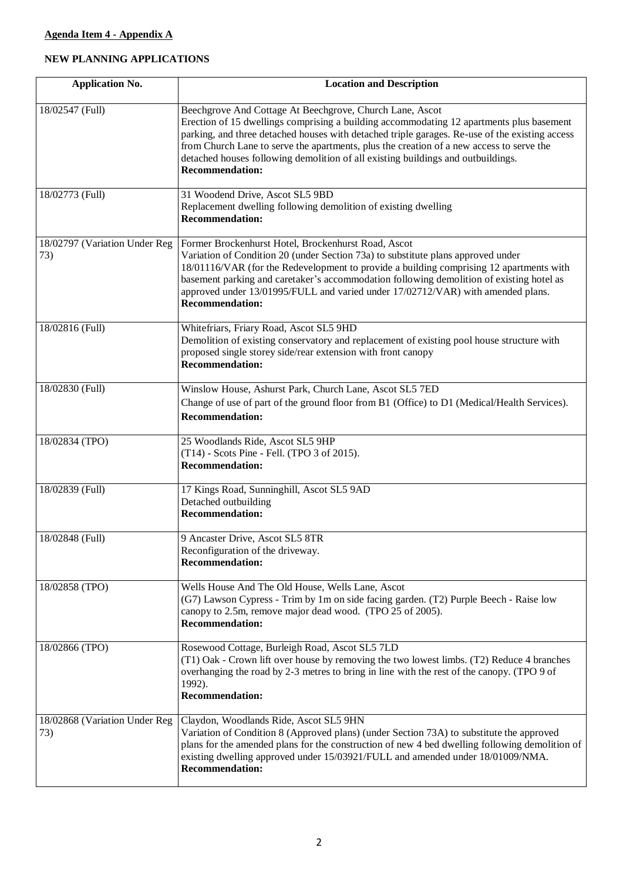**Agenda Item 4 - Appendix A**

**NEW PLANNING APPLICATIONS**

| Application No. | Location and Description |
|---|---|
| 18/02547 (Full) | Beechgrove And Cottage At Beechgrove, Church Lane, Ascot<br>Erection of 15 dwellings comprising a building accommodating 12 apartments plus basement parking, and three detached houses with detached triple garages. Re-use of the existing access from Church Lane to serve the apartments, plus the creation of a new access to serve the detached houses following demolition of all existing buildings and outbuildings.<br>**Recommendation:** |
| 18/02773 (Full) | 31 Woodend Drive, Ascot SL5 9BD<br>Replacement dwelling following demolition of existing dwelling<br>**Recommendation:** |
| 18/02797 (Variation Under Reg 73) | Former Brockenhurst Hotel, Brockenhurst Road, Ascot<br>Variation of Condition 20 (under Section 73a) to substitute plans approved under 18/01116/VAR (for the Redevelopment to provide a building comprising 12 apartments with basement parking and caretaker's accommodation following demolition of existing hotel as approved under 13/01995/FULL and varied under 17/02712/VAR) with amended plans.<br>**Recommendation:** |
| 18/02816 (Full) | Whitefriars, Friary Road, Ascot SL5 9HD<br>Demolition of existing conservatory and replacement of existing pool house structure with proposed single storey side/rear extension with front canopy<br>**Recommendation:** |
| 18/02830 (Full) | Winslow House, Ashurst Park, Church Lane, Ascot SL5 7ED<br>Change of use of part of the ground floor from B1 (Office) to D1 (Medical/Health Services).<br>**Recommendation:** |
| 18/02834 (TPO) | 25 Woodlands Ride, Ascot SL5 9HP<br>(T14) - Scots Pine - Fell. (TPO 3 of 2015).<br>**Recommendation:** |
| 18/02839 (Full) | 17 Kings Road, Sunninghill, Ascot SL5 9AD<br>Detached outbuilding<br>**Recommendation:** |
| 18/02848 (Full) | 9 Ancaster Drive, Ascot SL5 8TR<br>Reconfiguration of the driveway.<br>**Recommendation:** |
| 18/02858 (TPO) | Wells House And The Old House, Wells Lane, Ascot<br>(G7) Lawson Cypress - Trim by 1m on side facing garden. (T2) Purple Beech - Raise low canopy to 2.5m, remove major dead wood. (TPO 25 of 2005).<br>**Recommendation:** |
| 18/02866 (TPO) | Rosewood Cottage, Burleigh Road, Ascot SL5 7LD<br>(T1) Oak - Crown lift over house by removing the two lowest limbs. (T2) Reduce 4 branches overhanging the road by 2-3 metres to bring in line with the rest of the canopy. (TPO 9 of 1992).<br>**Recommendation:** |
| 18/02868 (Variation Under Reg 73) | Claydon, Woodlands Ride, Ascot SL5 9HN<br>Variation of Condition 8 (Approved plans) (under Section 73A) to substitute the approved plans for the amended plans for the construction of new 4 bed dwelling following demolition of existing dwelling approved under 15/03921/FULL and amended under 18/01009/NMA.<br>**Recommendation:** |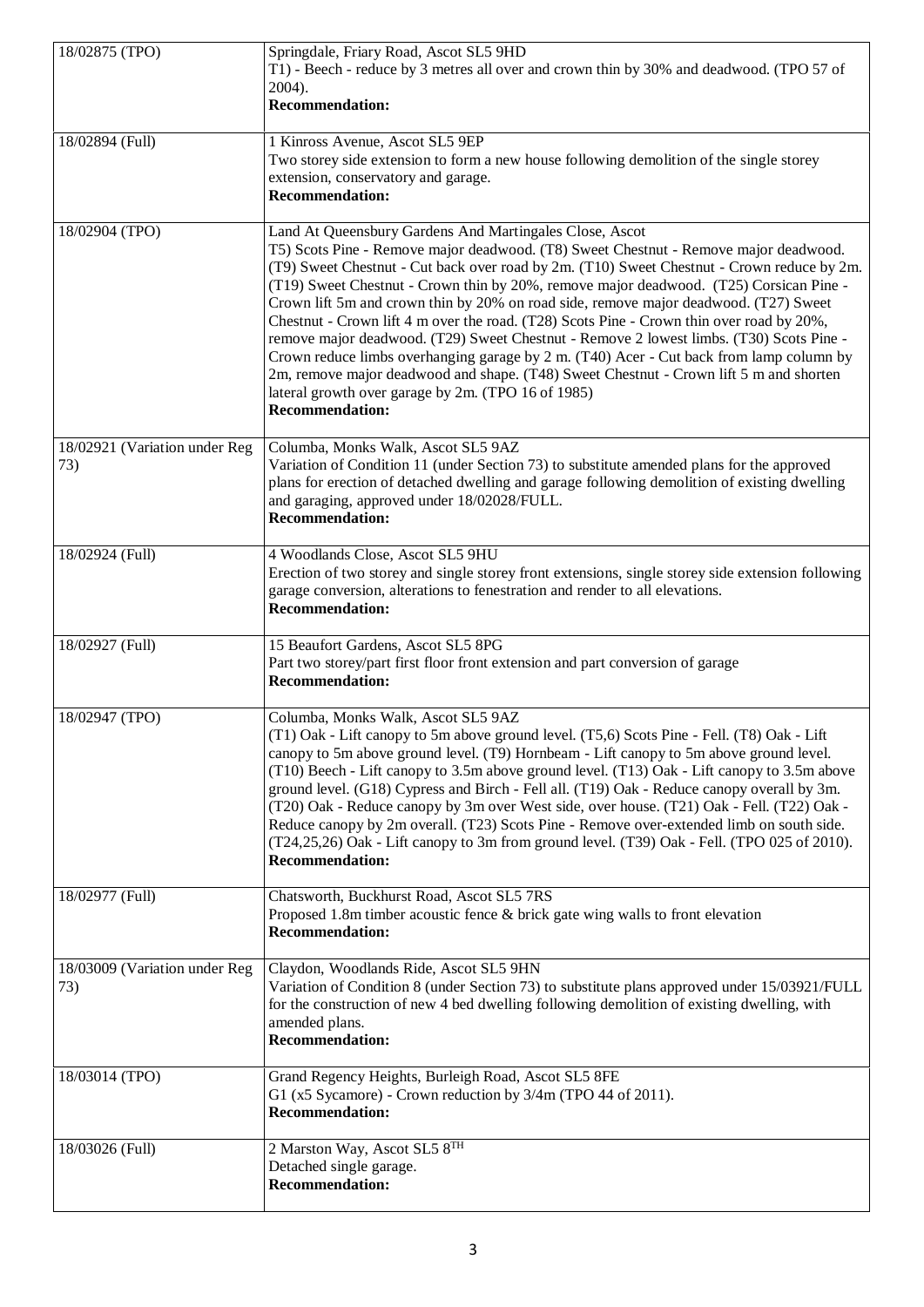| | |
|---|---|
| 18/02875 (TPO) | Springdale, Friary Road, Ascot SL5 9HD<br>T1) - Beech - reduce by 3 metres all over and crown thin by 30% and deadwood. (TPO 57 of 2004).<br>**Recommendation:** |
| 18/02894 (Full) | 1 Kinross Avenue, Ascot SL5 9EP<br>Two storey side extension to form a new house following demolition of the single storey extension, conservatory and garage.<br>**Recommendation:** |
| 18/02904 (TPO) | Land At Queensbury Gardens And Martingales Close, Ascot<br>T5) Scots Pine - Remove major deadwood. (T8) Sweet Chestnut - Remove major deadwood. (T9) Sweet Chestnut - Cut back over road by 2m. (T10) Sweet Chestnut - Crown reduce by 2m. (T19) Sweet Chestnut - Crown thin by 20%, remove major deadwood. (T25) Corsican Pine - Crown lift 5m and crown thin by 20% on road side, remove major deadwood. (T27) Sweet Chestnut - Crown lift 4 m over the road. (T28) Scots Pine - Crown thin over road by 20%, remove major deadwood. (T29) Sweet Chestnut - Remove 2 lowest limbs. (T30) Scots Pine - Crown reduce limbs overhanging garage by 2 m. (T40) Acer - Cut back from lamp column by 2m, remove major deadwood and shape. (T48) Sweet Chestnut - Crown lift 5 m and shorten lateral growth over garage by 2m. (TPO 16 of 1985)<br>**Recommendation:** |
| 18/02921 (Variation under Reg 73) | Columba, Monks Walk, Ascot SL5 9AZ<br>Variation of Condition 11 (under Section 73) to substitute amended plans for the approved plans for erection of detached dwelling and garage following demolition of existing dwelling and garaging, approved under 18/02028/FULL.<br>**Recommendation:** |
| 18/02924 (Full) | 4 Woodlands Close, Ascot SL5 9HU<br>Erection of two storey and single storey front extensions, single storey side extension following garage conversion, alterations to fenestration and render to all elevations.<br>**Recommendation:** |
| 18/02927 (Full) | 15 Beaufort Gardens, Ascot SL5 8PG<br>Part two storey/part first floor front extension and part conversion of garage<br>**Recommendation:** |
| 18/02947 (TPO) | Columba, Monks Walk, Ascot SL5 9AZ<br>(T1) Oak - Lift canopy to 5m above ground level. (T5,6) Scots Pine - Fell. (T8) Oak - Lift canopy to 5m above ground level. (T9) Hornbeam - Lift canopy to 5m above ground level. (T10) Beech - Lift canopy to 3.5m above ground level. (T13) Oak - Lift canopy to 3.5m above ground level. (G18) Cypress and Birch - Fell all. (T19) Oak - Reduce canopy overall by 3m. (T20) Oak - Reduce canopy by 3m over West side, over house. (T21) Oak - Fell. (T22) Oak - Reduce canopy by 2m overall. (T23) Scots Pine - Remove over-extended limb on south side. (T24,25,26) Oak - Lift canopy to 3m from ground level. (T39) Oak - Fell. (TPO 025 of 2010).<br>**Recommendation:** |
| 18/02977 (Full) | Chatsworth, Buckhurst Road, Ascot SL5 7RS<br>Proposed 1.8m timber acoustic fence & brick gate wing walls to front elevation<br>**Recommendation:** |
| 18/03009 (Variation under Reg 73) | Claydon, Woodlands Ride, Ascot SL5 9HN<br>Variation of Condition 8 (under Section 73) to substitute plans approved under 15/03921/FULL for the construction of new 4 bed dwelling following demolition of existing dwelling, with amended plans.<br>**Recommendation:** |
| 18/03014 (TPO) | Grand Regency Heights, Burleigh Road, Ascot SL5 8FE<br>G1 (x5 Sycamore) - Crown reduction by 3/4m (TPO 44 of 2011).<br>**Recommendation:** |
| 18/03026 (Full) | 2 Marston Way, Ascot SL5 8TH<br>Detached single garage.<br>**Recommendation:** |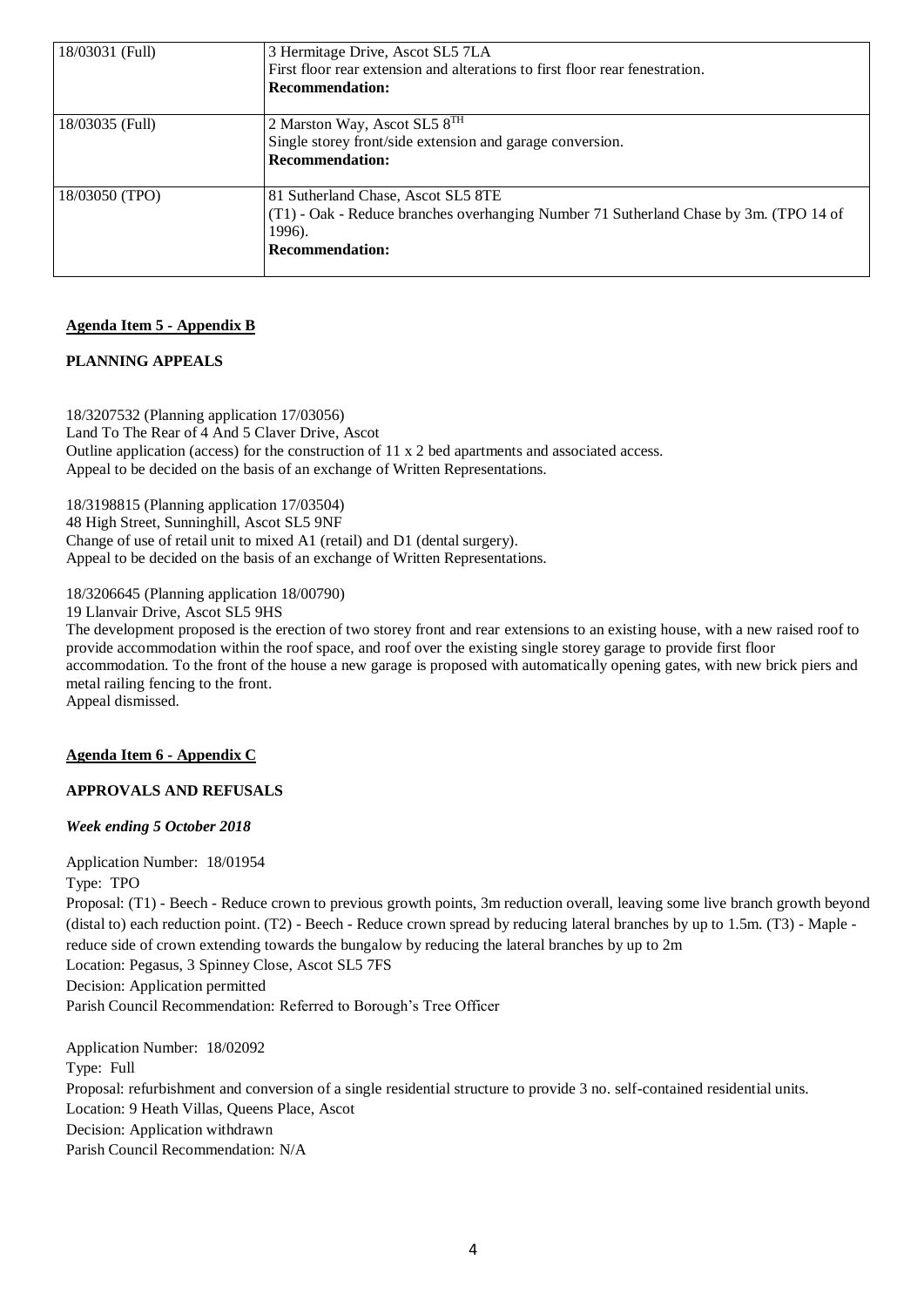| | |
|---|---|
| 18/03031 (Full) | 3 Hermitage Drive, Ascot SL5 7LA<br>First floor rear extension and alterations to first floor rear fenestration.<br>**Recommendation:** |
| 18/03035 (Full) | 2 Marston Way, Ascot SL5 8TH<br>Single storey front/side extension and garage conversion.<br>**Recommendation:** |
| 18/03050 (TPO) | 81 Sutherland Chase, Ascot SL5 8TE<br>(T1) - Oak - Reduce branches overhanging Number 71 Sutherland Chase by 3m. (TPO 14 of 1996).<br>**Recommendation:** |

**Agenda Item 5 - Appendix B**

**PLANNING APPEALS**

18/3207532 (Planning application 17/03056)
Land To The Rear of 4 And 5 Claver Drive, Ascot
Outline application (access) for the construction of 11 x 2 bed apartments and associated access.
Appeal to be decided on the basis of an exchange of Written Representations.

18/3198815 (Planning application 17/03504)
48 High Street, Sunninghill, Ascot SL5 9NF
Change of use of retail unit to mixed A1 (retail) and D1 (dental surgery).
Appeal to be decided on the basis of an exchange of Written Representations.

18/3206645 (Planning application 18/00790)
19 Llanvair Drive, Ascot SL5 9HS
The development proposed is the erection of two storey front and rear extensions to an existing house, with a new raised roof to provide accommodation within the roof space, and roof over the existing single storey garage to provide first floor accommodation. To the front of the house a new garage is proposed with automatically opening gates, with new brick piers and metal railing fencing to the front.
Appeal dismissed.

**Agenda Item 6 - Appendix C**

**APPROVALS AND REFUSALS**

***Week ending 5 October 2018***

Application Number: 18/01954
Type: TPO
Proposal: (T1) - Beech - Reduce crown to previous growth points, 3m reduction overall, leaving some live branch growth beyond (distal to) each reduction point. (T2) - Beech - Reduce crown spread by reducing lateral branches by up to 1.5m. (T3) - Maple - reduce side of crown extending towards the bungalow by reducing the lateral branches by up to 2m
Location: Pegasus, 3 Spinney Close, Ascot SL5 7FS
Decision: Application permitted
Parish Council Recommendation: Referred to Borough's Tree Officer

Application Number: 18/02092
Type: Full
Proposal: refurbishment and conversion of a single residential structure to provide 3 no. self-contained residential units.
Location: 9 Heath Villas, Queens Place, Ascot
Decision: Application withdrawn
Parish Council Recommendation: N/A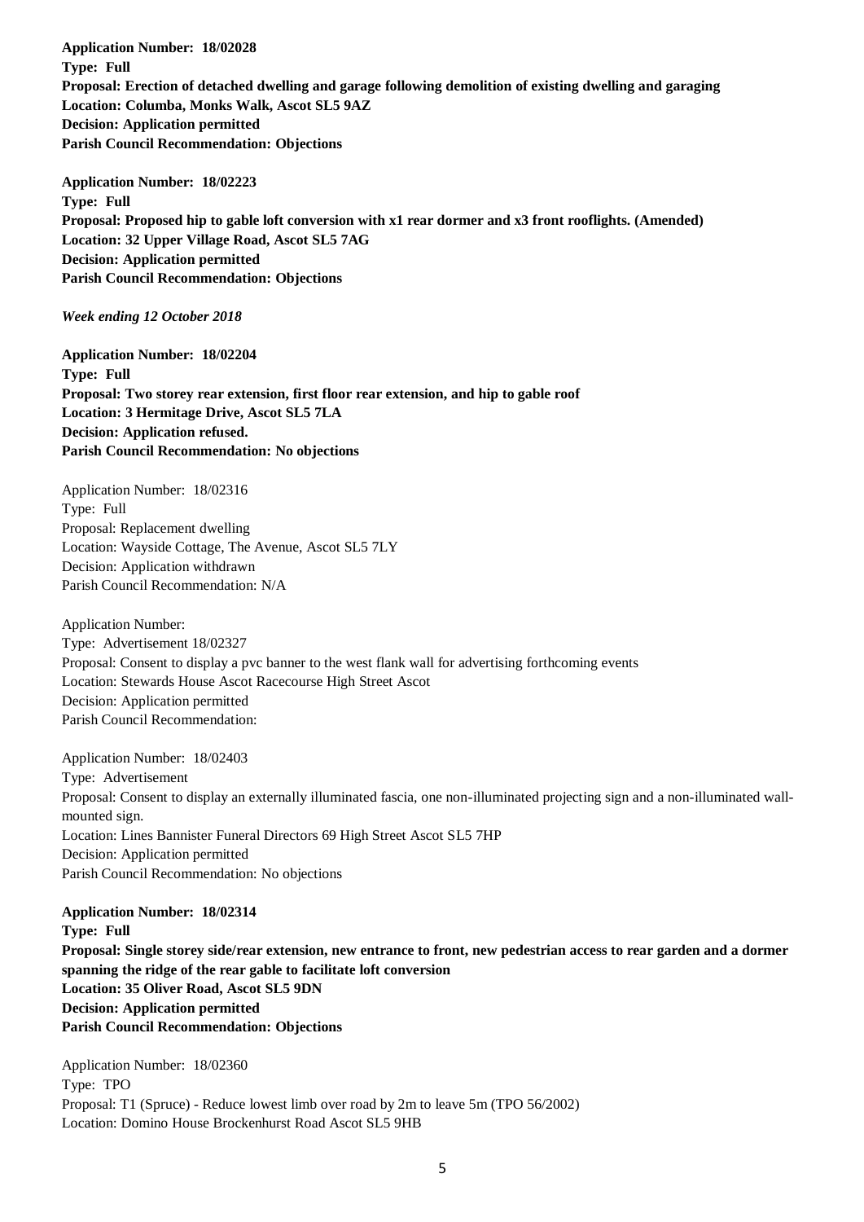**Application Number: 18/02028**
**Type: Full**
**Proposal: Erection of detached dwelling and garage following demolition of existing dwelling and garaging**
**Location: Columba, Monks Walk, Ascot SL5 9AZ**
**Decision: Application permitted**
**Parish Council Recommendation: Objections**

**Application Number: 18/02223**
**Type: Full**
**Proposal: Proposed hip to gable loft conversion with x1 rear dormer and x3 front rooflights. (Amended)**
**Location: 32 Upper Village Road, Ascot SL5 7AG**
**Decision: Application permitted**
**Parish Council Recommendation: Objections**

***Week ending 12 October 2018***

**Application Number: 18/02204**
**Type: Full**
**Proposal: Two storey rear extension, first floor rear extension, and hip to gable roof**
**Location: 3 Hermitage Drive, Ascot SL5 7LA**
**Decision: Application refused.**
**Parish Council Recommendation: No objections**

Application Number: 18/02316
Type: Full
Proposal: Replacement dwelling
Location: Wayside Cottage, The Avenue, Ascot SL5 7LY
Decision: Application withdrawn
Parish Council Recommendation: N/A

Application Number:
Type: Advertisement 18/02327
Proposal: Consent to display a pvc banner to the west flank wall for advertising forthcoming events
Location: Stewards House Ascot Racecourse High Street Ascot
Decision: Application permitted
Parish Council Recommendation:

Application Number: 18/02403
Type: Advertisement
Proposal: Consent to display an externally illuminated fascia, one non-illuminated projecting sign and a non-illuminated wall-mounted sign.
Location: Lines Bannister Funeral Directors 69 High Street Ascot SL5 7HP
Decision: Application permitted
Parish Council Recommendation: No objections

**Application Number: 18/02314**
**Type: Full**
**Proposal: Single storey side/rear extension, new entrance to front, new pedestrian access to rear garden and a dormer spanning the ridge of the rear gable to facilitate loft conversion**
**Location: 35 Oliver Road, Ascot SL5 9DN**
**Decision: Application permitted**
**Parish Council Recommendation: Objections**

Application Number: 18/02360
Type: TPO
Proposal: T1 (Spruce) - Reduce lowest limb over road by 2m to leave 5m (TPO 56/2002)
Location: Domino House Brockenhurst Road Ascot SL5 9HB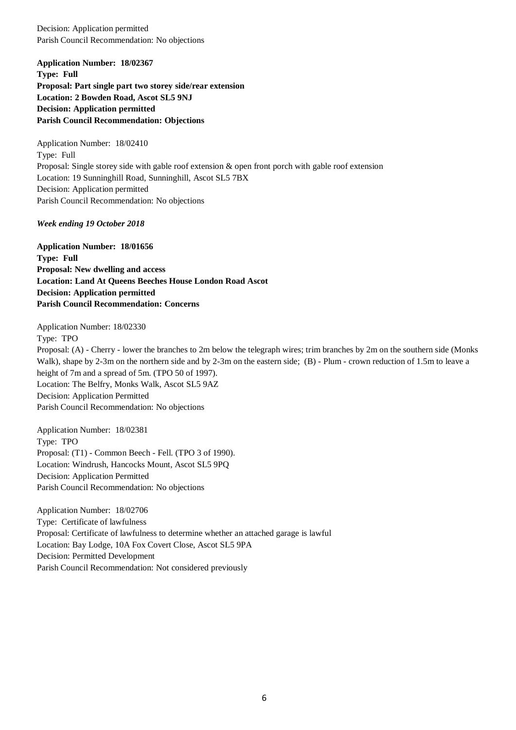Decision: Application permitted
Parish Council Recommendation: No objections

**Application Number: 18/02367**
**Type: Full**
**Proposal: Part single part two storey side/rear extension**
**Location: 2 Bowden Road, Ascot SL5 9NJ**
**Decision: Application permitted**
**Parish Council Recommendation: Objections**

Application Number: 18/02410
Type: Full
Proposal: Single storey side with gable roof extension & open front porch with gable roof extension
Location: 19 Sunninghill Road, Sunninghill, Ascot SL5 7BX
Decision: Application permitted
Parish Council Recommendation: No objections

***Week ending 19 October 2018***

**Application Number: 18/01656**
**Type: Full**
**Proposal: New dwelling and access**
**Location: Land At Queens Beeches House London Road Ascot**
**Decision: Application permitted**
**Parish Council Recommendation: Concerns**

Application Number: 18/02330
Type: TPO
Proposal: (A) - Cherry - lower the branches to 2m below the telegraph wires; trim branches by 2m on the southern side (Monks Walk), shape by 2-3m on the northern side and by 2-3m on the eastern side; (B) - Plum - crown reduction of 1.5m to leave a height of 7m and a spread of 5m. (TPO 50 of 1997).
Location: The Belfry, Monks Walk, Ascot SL5 9AZ
Decision: Application Permitted
Parish Council Recommendation: No objections

Application Number: 18/02381
Type: TPO
Proposal: (T1) - Common Beech - Fell. (TPO 3 of 1990).
Location: Windrush, Hancocks Mount, Ascot SL5 9PQ
Decision: Application Permitted
Parish Council Recommendation: No objections

Application Number: 18/02706
Type: Certificate of lawfulness
Proposal: Certificate of lawfulness to determine whether an attached garage is lawful
Location: Bay Lodge, 10A Fox Covert Close, Ascot SL5 9PA
Decision: Permitted Development
Parish Council Recommendation: Not considered previously